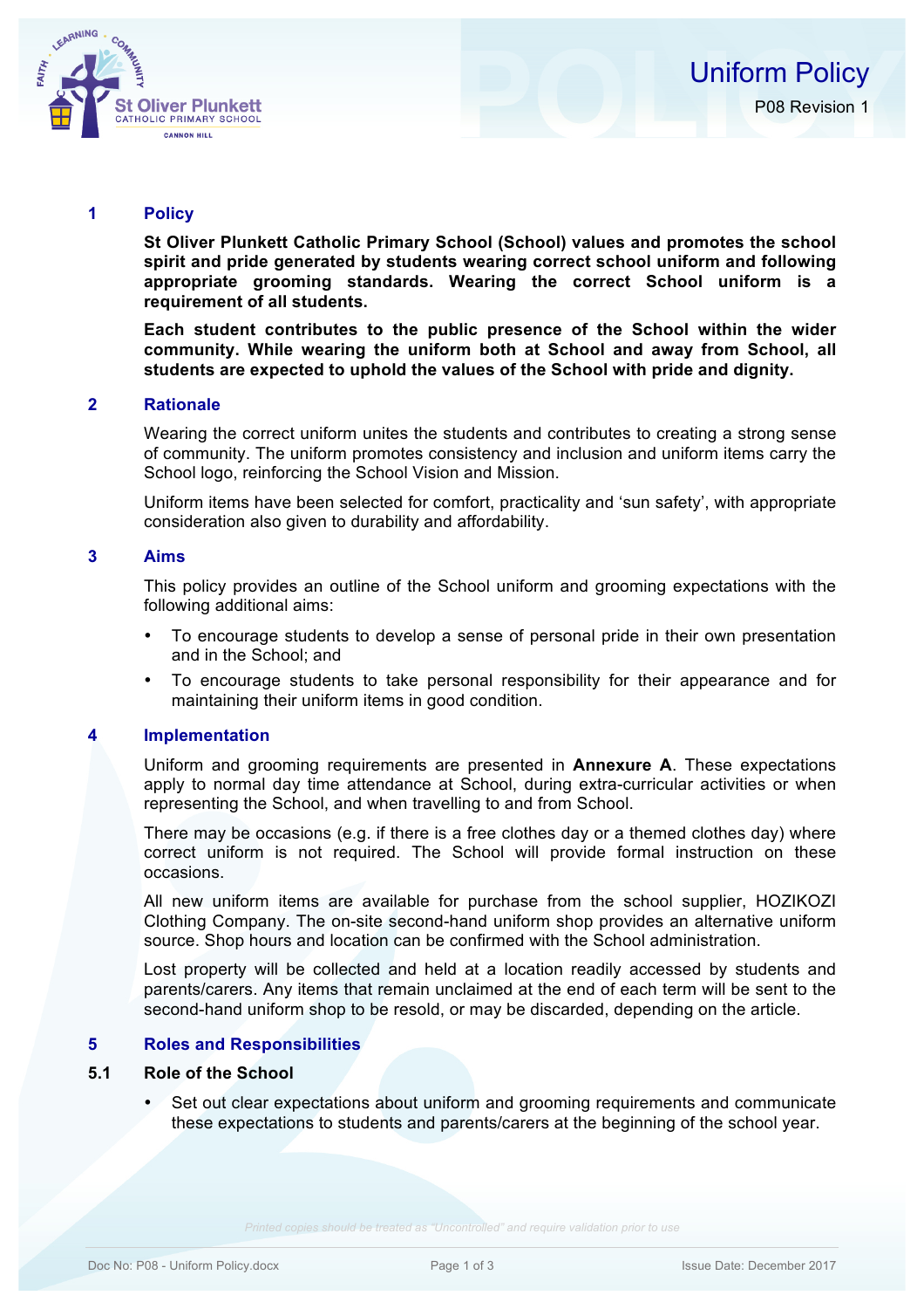# Uniform Policy

P08 Revision 1

## 1 Policy

**St Oliver Plunkett Catholic Primary School (School) values and promotes the school spirit and pride generated by students wearing correct school uniform and following appropriate grooming standards. Wearing the correct School uniform is a requirement of all students.**

**Each student contributes to the public presence of the School within the wider community. While wearing the uniform both at School and away from School, all students are expected to uphold the values of the School with pride and dignity.**

## 2 Rationale

Wearing the correct uniform unites the students and contributes to creating a strong sense of community. The uniform promotes consistency and inclusion and uniform items carry the School logo, reinforcing the School Vision and Mission.

Uniform items have been selected for comfort, practicality and 'sun safety', with appropriate consideration also given to durability and affordability.

## 3 Aims

This policy provides an outline of the School uniform and grooming expectations with the following additional aims:

- To encourage students to develop a sense of personal pride in their own presentation and in the School; and
- To encourage students to take personal responsibility for their appearance and for maintaining their uniform items in good condition.

## 4 Implementation

Uniform and grooming requirements are presented in **Annexure A**. These expectations apply to normal day time attendance at School, during extra-curricular activities or when representing the School, and when travelling to and from School.

There may be occasions (e.g. if there is a free clothes day or a themed clothes day) where correct uniform is not required. The School will provide formal instruction on these occasions.

All new uniform items are available for purchase from the school supplier, HOZIKOZI Clothing Company. The on-site second-hand uniform shop provides an alternative uniform source. Shop hours and location can be confirmed with the School administration.

Lost property will be collected and held at a location readily accessed by students and parents/carers. Any items that remain unclaimed at the end of each term will be sent to the second-hand uniform shop to be resold, or may be discarded, depending on the article.

## 5 Roles and Responsibilities

### 5.1 Role of the School

- Set out clear expectations about uniform and grooming requirements and communicate these expectations to students and parents/carers at the beginning of the school year.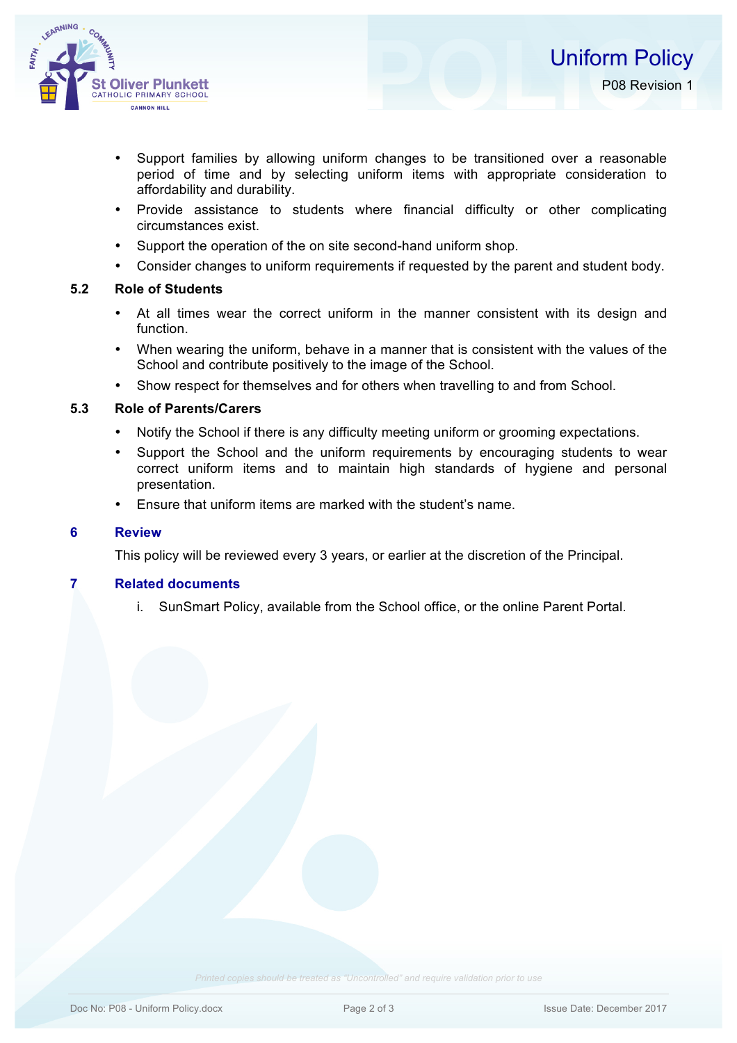- Support families by allowing uniform changes to be transitioned over a reasonable period of time and by selecting uniform items with appropriate consideration to affordability and durability.
- Provide assistance to students where financial difficulty or other complicating circumstances exist.
- Support the operation of the on site second-hand uniform shop.
- Consider changes to uniform requirements if requested by the parent and student body.

### 5.2 Role of Students

- At all times wear the correct uniform in the manner consistent with its design and function.
- When wearing the uniform, behave in a manner that is consistent with the values of the School and contribute positively to the image of the School.
- Show respect for themselves and for others when travelling to and from School.

### 5.3 Role of Parents/Carers

- Notify the School if there is any difficulty meeting uniform or grooming expectations.
- Support the School and the uniform requirements by encouraging students to wear correct uniform items and to maintain high standards of hygiene and personal presentation.
- Ensure that uniform items are marked with the student's name.

## 6 Review

This policy will be reviewed every 3 years, or earlier at the discretion of the Principal.

## 7 Related documents

i. SunSmart Policy, available from the School office, or the online Parent Portal.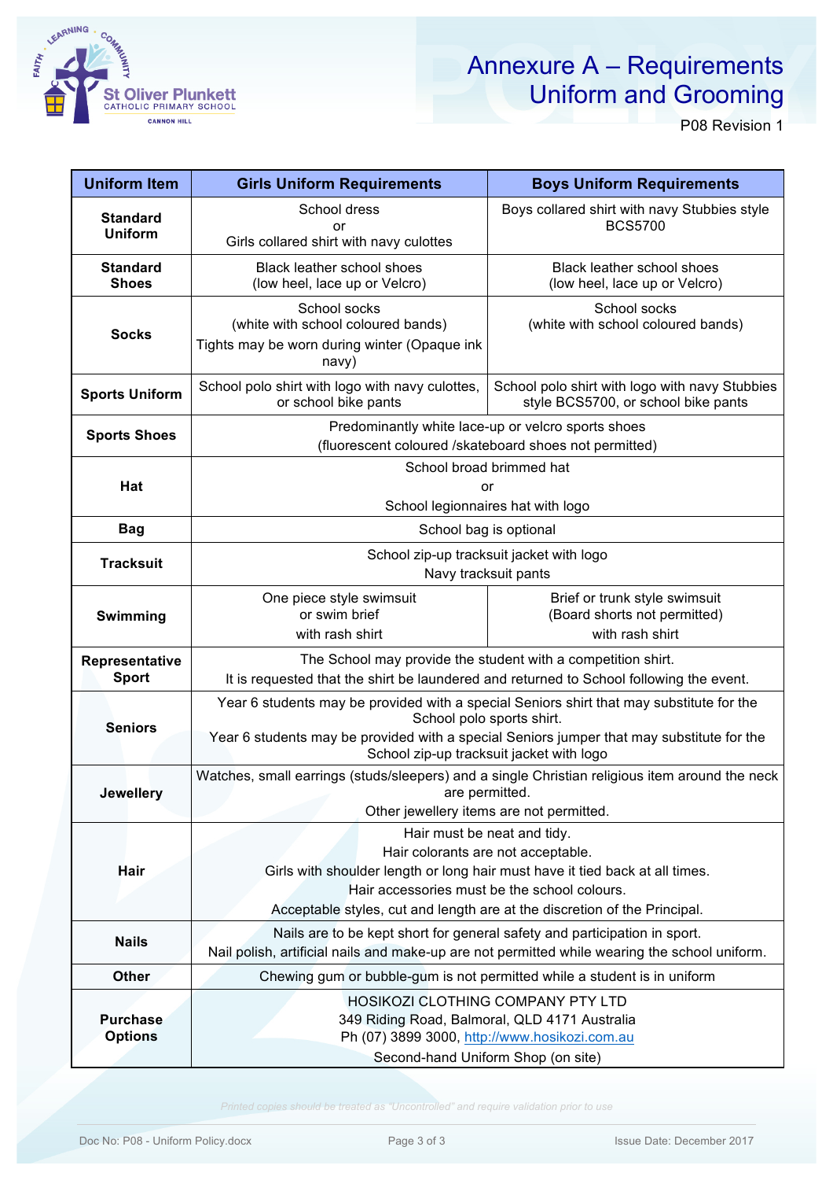# Annexure A – Requirements Uniform and Grooming

P08 Revision 1

| Uniform Item | Girls Uniform Requirements | Boys Uniform Requirements |
|---|---|---|
| **Standard Uniform** | School dress or Girls collared shirt with navy culottes | Boys collared shirt with navy Stubbies style BCS5700 |
| **Standard Shoes** | Black leather school shoes (low heel, lace up or Velcro) | Black leather school shoes (low heel, lace up or Velcro) |
| **Socks** | School socks (white with school coloured bands) Tights may be worn during winter (Opaque ink navy) | School socks (white with school coloured bands) |
| **Sports Uniform** | School polo shirt with logo with navy culottes, or school bike pants | School polo shirt with logo with navy Stubbies style BCS5700, or school bike pants |
| **Sports Shoes** | Predominantly white lace-up or velcro sports shoes (fluorescent coloured /skateboard shoes not permitted) | |
| **Hat** | School broad brimmed hat or School legionnaires hat with logo | |
| **Bag** | School bag is optional | |
| **Tracksuit** | School zip-up tracksuit jacket with logo Navy tracksuit pants | |
| **Swimming** | One piece style swimsuit or swim brief with rash shirt | Brief or trunk style swimsuit (Board shorts not permitted) with rash shirt |
| **Representative Sport** | The School may provide the student with a competition shirt. It is requested that the shirt be laundered and returned to School following the event. | |
| **Seniors** | Year 6 students may be provided with a special Seniors shirt that may substitute for the School polo sports shirt. Year 6 students may be provided with a special Seniors jumper that may substitute for the School zip-up tracksuit jacket with logo | |
| **Jewellery** | Watches, small earrings (studs/sleepers) and a single Christian religious item around the neck are permitted. Other jewellery items are not permitted. | |
| **Hair** | Hair must be neat and tidy. Hair colorants are not acceptable. Girls with shoulder length or long hair must have it tied back at all times. Hair accessories must be the school colours. Acceptable styles, cut and length are at the discretion of the Principal. | |
| **Nails** | Nails are to be kept short for general safety and participation in sport. Nail polish, artificial nails and make-up are not permitted while wearing the school uniform. | |
| **Other** | Chewing gum or bubble-gum is not permitted while a student is in uniform | |
| **Purchase Options** | HOSIKOZI CLOTHING COMPANY PTY LTD 349 Riding Road, Balmoral, QLD 4171 Australia Ph (07) 3899 3000, http://www.hosikozi.com.au Second-hand Uniform Shop (on site) | |

*Printed copies should be treated as "Uncontrolled" and require validation prior to use*

Doc No: P08 - Uniform Policy.docx | Issue Date: December 2017